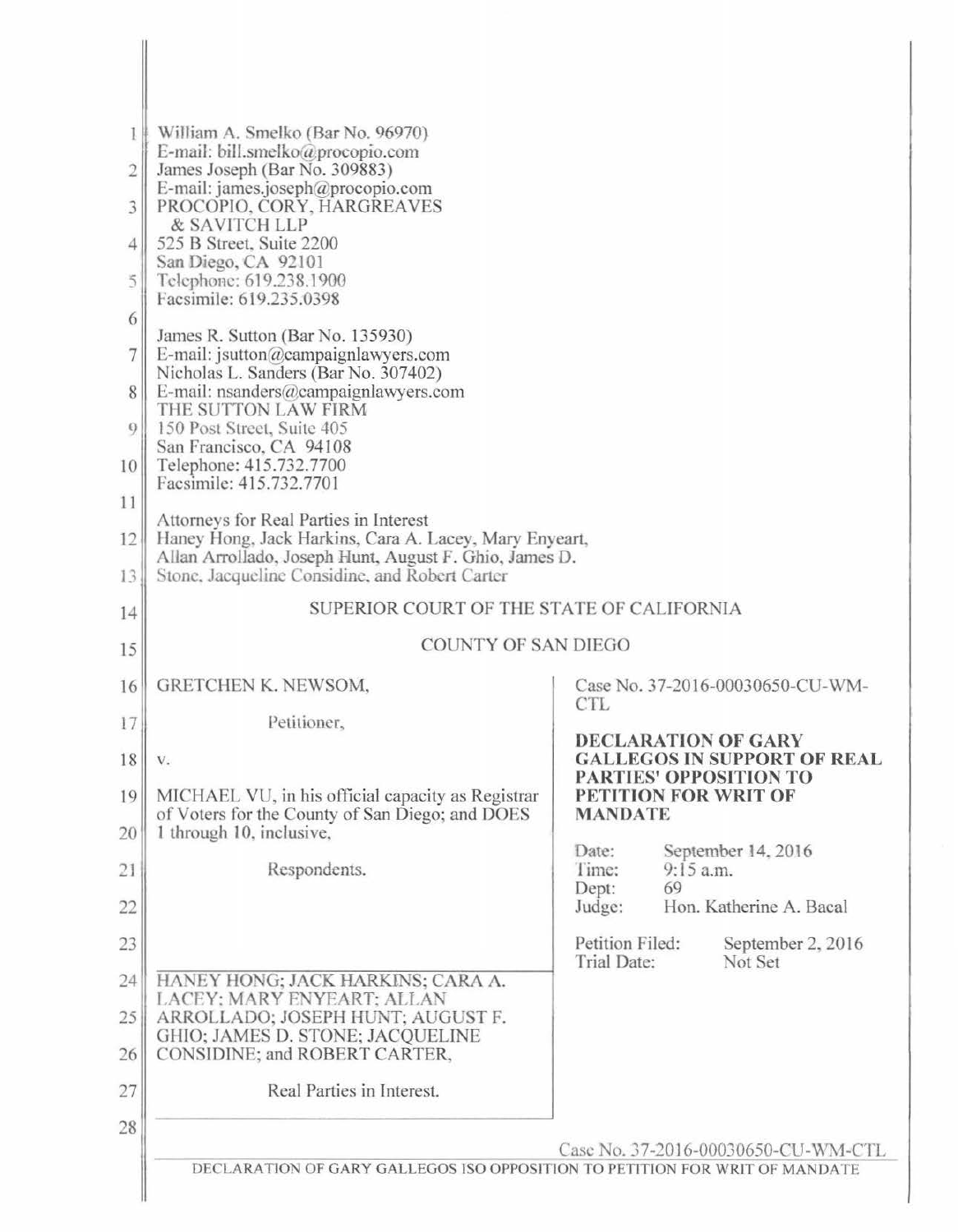William A. Smelko (Bar No. 96970)
E-mail: bill.smelko@procopio.com
James Joseph (Bar No. 309883)
E-mail: james.joseph@procopio.com
PROCOPIO, CORY, HARGREAVES
& SAVITCH LLP
525 B Street, Suite 2200
San Diego, CA 92101
Telephone: 619.238.1900
Facsimile: 619.235.0398

James R. Sutton (Bar No. 135930)
E-mail: jsutton@campaignlawyers.com
Nicholas L. Sanders (Bar No. 307402)
E-mail: nsanders@campaignlawyers.com
THE SUTTON LAW FIRM
150 Post Street, Suite 405
San Francisco, CA 94108
Telephone: 415.732.7700
Facsimile: 415.732.7701

Attorneys for Real Parties in Interest
Haney Hong, Jack Harkins, Cara A. Lacey, Mary Enyeart, Allan Arrollado, Joseph Hunt, August F. Ghio, James D. Stone, Jacqueline Considine, and Robert Carter

SUPERIOR COURT OF THE STATE OF CALIFORNIA

COUNTY OF SAN DIEGO

GRETCHEN K. NEWSOM,

Petitioner,

v.

MICHAEL VU, in his official capacity as Registrar of Voters for the County of San Diego; and DOES 1 through 10, inclusive,

Respondents.

HANEY HONG; JACK HARKINS; CARA A. LACEY; MARY ENYEART; ALLAN ARROLLADO; JOSEPH HUNT; AUGUST F. GHIO; JAMES D. STONE; JACQUELINE CONSIDINE; and ROBERT CARTER,

Real Parties in Interest.

Case No. 37-2016-00030650-CU-WM-CTL

**DECLARATION OF GARY GALLEGOS IN SUPPORT OF REAL PARTIES' OPPOSITION TO PETITION FOR WRIT OF MANDATE**

Date: September 14, 2016
Time: 9:15 a.m.
Dept: 69
Judge: Hon. Katherine A. Bacal

Petition Filed: September 2, 2016
Trial Date: Not Set

Case No. 37-2016-00030650-CU-WM-CTL

DECLARATION OF GARY GALLEGOS ISO OPPOSITION TO PETITION FOR WRIT OF MANDATE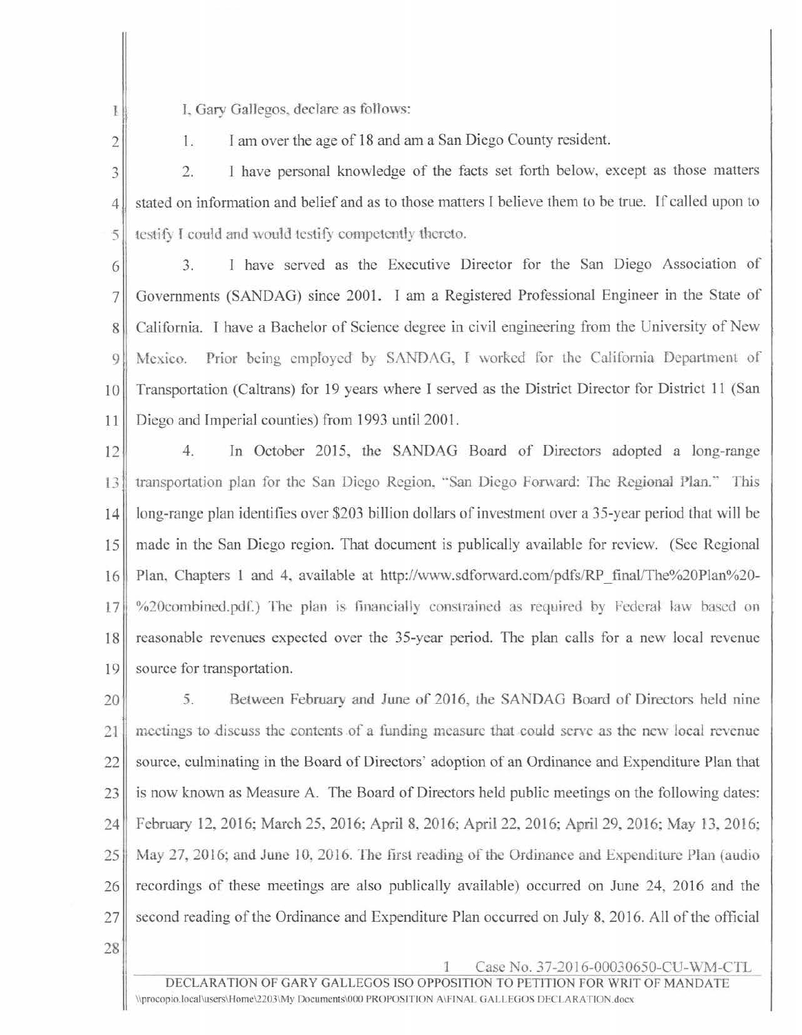I, Gary Gallegos, declare as follows:

1. I am over the age of 18 and am a San Diego County resident.

2. I have personal knowledge of the facts set forth below, except as those matters stated on information and belief and as to those matters I believe them to be true. If called upon to testify I could and would testify competently thereto.

3. I have served as the Executive Director for the San Diego Association of Governments (SANDAG) since 2001. I am a Registered Professional Engineer in the State of California. I have a Bachelor of Science degree in civil engineering from the University of New Mexico. Prior being employed by SANDAG, I worked for the California Department of Transportation (Caltrans) for 19 years where I served as the District Director for District 11 (San Diego and Imperial counties) from 1993 until 2001.

4. In October 2015, the SANDAG Board of Directors adopted a long-range transportation plan for the San Diego Region, "San Diego Forward: The Regional Plan." This long-range plan identifies over $203 billion dollars of investment over a 35-year period that will be made in the San Diego region. That document is publically available for review. (See Regional Plan, Chapters 1 and 4, available at http://www.sdforward.com/pdfs/RP_final/The%20Plan%20-%20combined.pdf.) The plan is financially constrained as required by Federal law based on reasonable revenues expected over the 35-year period. The plan calls for a new local revenue source for transportation.

5. Between February and June of 2016, the SANDAG Board of Directors held nine meetings to discuss the contents of a funding measure that could serve as the new local revenue source, culminating in the Board of Directors' adoption of an Ordinance and Expenditure Plan that is now known as Measure A. The Board of Directors held public meetings on the following dates: February 12, 2016; March 25, 2016; April 8, 2016; April 22, 2016; April 29, 2016; May 13, 2016; May 27, 2016; and June 10, 2016. The first reading of the Ordinance and Expenditure Plan (audio recordings of these meetings are also publically available) occurred on June 24, 2016 and the second reading of the Ordinance and Expenditure Plan occurred on July 8, 2016. All of the official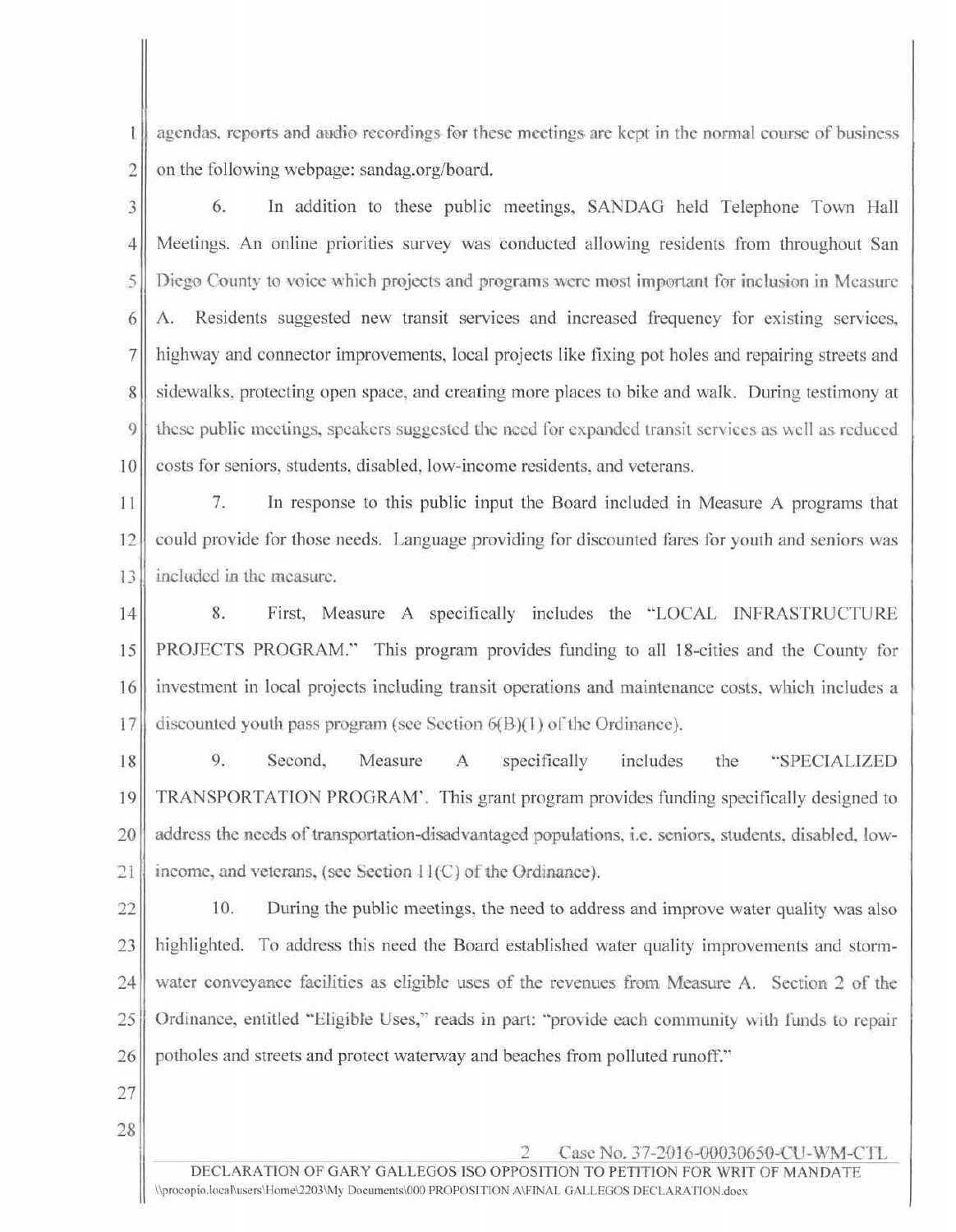agendas, reports and audio recordings for these meetings are kept in the normal course of business on the following webpage: sandag.org/board.

6. In addition to these public meetings, SANDAG held Telephone Town Hall Meetings. An online priorities survey was conducted allowing residents from throughout San Diego County to voice which projects and programs were most important for inclusion in Measure A. Residents suggested new transit services and increased frequency for existing services, highway and connector improvements, local projects like fixing pot holes and repairing streets and sidewalks, protecting open space, and creating more places to bike and walk. During testimony at these public meetings, speakers suggested the need for expanded transit services as well as reduced costs for seniors, students, disabled, low-income residents, and veterans.

7. In response to this public input the Board included in Measure A programs that could provide for those needs. Language providing for discounted fares for youth and seniors was included in the measure.

8. First, Measure A specifically includes the "LOCAL INFRASTRUCTURE PROJECTS PROGRAM." This program provides funding to all 18-cities and the County for investment in local projects including transit operations and maintenance costs, which includes a discounted youth pass program (see Section 6(B)(1) of the Ordinance).

9. Second, Measure A specifically includes the "SPECIALIZED TRANSPORTATION PROGRAM'. This grant program provides funding specifically designed to address the needs of transportation-disadvantaged populations, i.e. seniors, students, disabled, low-income, and veterans, (see Section 11(C) of the Ordinance).

10. During the public meetings, the need to address and improve water quality was also highlighted. To address this need the Board established water quality improvements and storm-water conveyance facilities as eligible uses of the revenues from Measure A. Section 2 of the Ordinance, entitled "Eligible Uses," reads in part: "provide each community with funds to repair potholes and streets and protect waterway and beaches from polluted runoff."

Case No. 37-2016-00030650-CU-WM-CTL

DECLARATION OF GARY GALLEGOS ISO OPPOSITION TO PETITION FOR WRIT OF MANDATE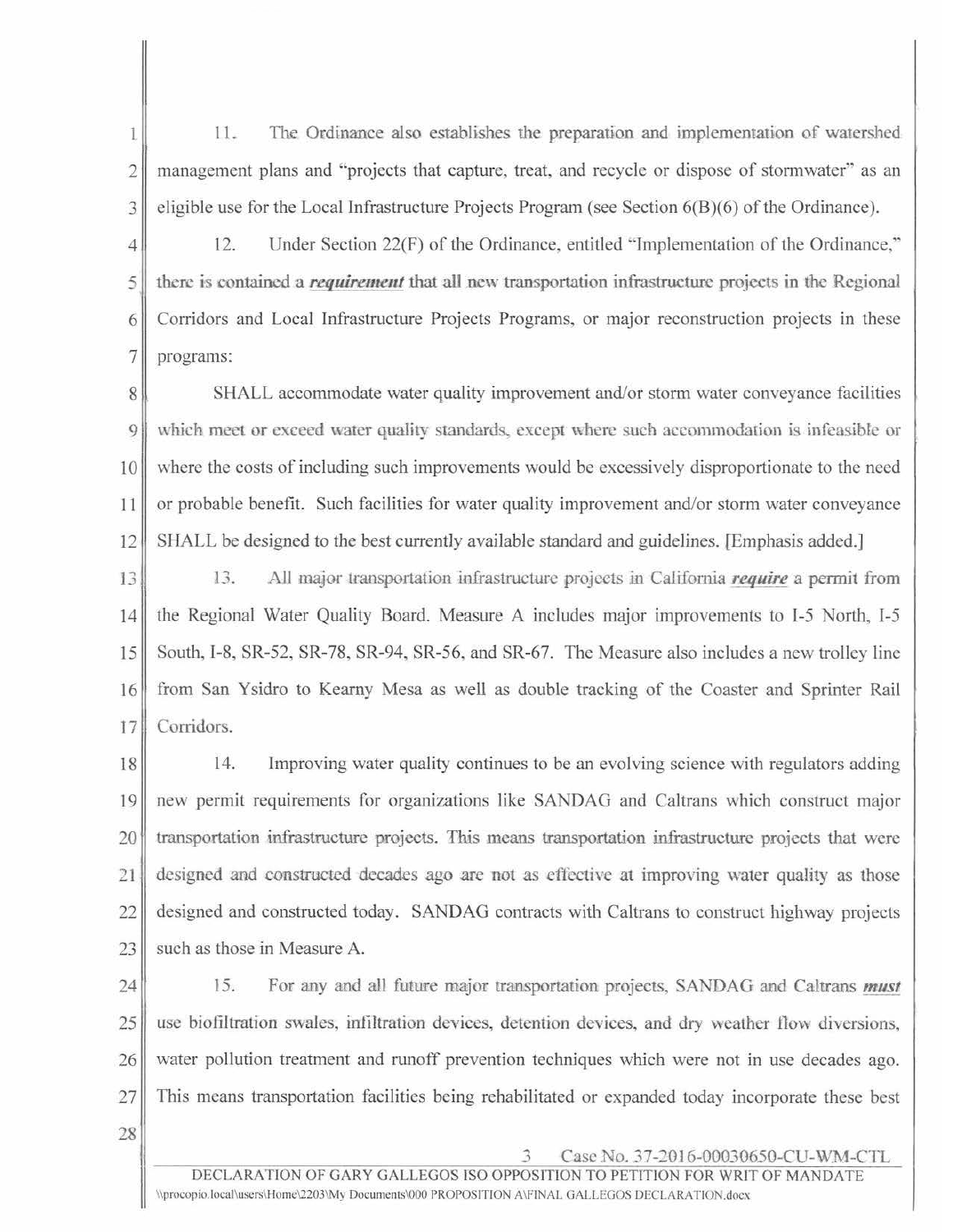11. The Ordinance also establishes the preparation and implementation of watershed management plans and "projects that capture, treat, and recycle or dispose of stormwater" as an eligible use for the Local Infrastructure Projects Program (see Section 6(B)(6) of the Ordinance).

12. Under Section 22(F) of the Ordinance, entitled "Implementation of the Ordinance," there is contained a ***requirement*** that all new transportation infrastructure projects in the Regional Corridors and Local Infrastructure Projects Programs, or major reconstruction projects in these programs:

SHALL accommodate water quality improvement and/or storm water conveyance facilities which meet or exceed water quality standards, except where such accommodation is infeasible or where the costs of including such improvements would be excessively disproportionate to the need or probable benefit. Such facilities for water quality improvement and/or storm water conveyance SHALL be designed to the best currently available standard and guidelines. [Emphasis added.]

13. All major transportation infrastructure projects in California ***require*** a permit from the Regional Water Quality Board. Measure A includes major improvements to I-5 North, I-5 South, I-8, SR-52, SR-78, SR-94, SR-56, and SR-67. The Measure also includes a new trolley line from San Ysidro to Kearny Mesa as well as double tracking of the Coaster and Sprinter Rail Corridors.

14. Improving water quality continues to be an evolving science with regulators adding new permit requirements for organizations like SANDAG and Caltrans which construct major transportation infrastructure projects. This means transportation infrastructure projects that were designed and constructed decades ago are not as effective at improving water quality as those designed and constructed today. SANDAG contracts with Caltrans to construct highway projects such as those in Measure A.

15. For any and all future major transportation projects, SANDAG and Caltrans ***must*** use biofiltration swales, infiltration devices, detention devices, and dry weather flow diversions, water pollution treatment and runoff prevention techniques which were not in use decades ago. This means transportation facilities being rehabilitated or expanded today incorporate these best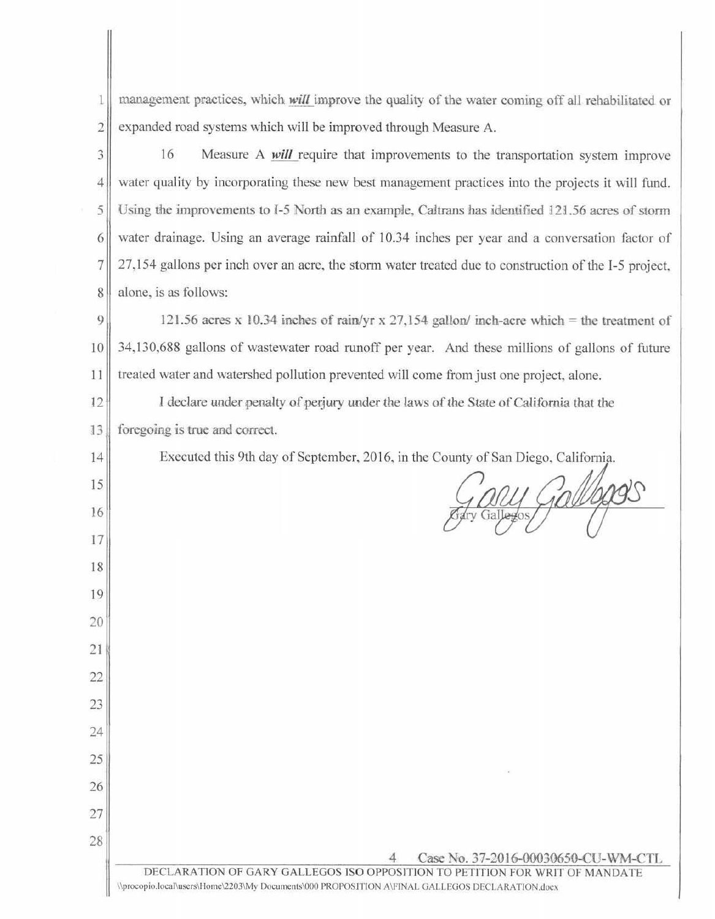management practices, which ***will*** improve the quality of the water coming off all rehabilitated or expanded road systems which will be improved through Measure A.

16 Measure A ***will*** require that improvements to the transportation system improve water quality by incorporating these new best management practices into the projects it will fund. Using the improvements to I-5 North as an example, Caltrans has identified 121.56 acres of storm water drainage. Using an average rainfall of 10.34 inches per year and a conversation factor of 27,154 gallons per inch over an acre, the storm water treated due to construction of the I-5 project, alone, is as follows:

121.56 acres x 10.34 inches of rain/yr x 27,154 gallon/ inch-acre which = the treatment of 34,130,688 gallons of wastewater road runoff per year. And these millions of gallons of future treated water and watershed pollution prevented will come from just one project, alone.

I declare under penalty of perjury under the laws of the State of California that the foregoing is true and correct.

Executed this 9th day of September, 2016, in the County of San Diego, California.

Gary Gallegos

Gary Gallegos

Case No. 37-2016-00030650-CU-WM-CTL

DECLARATION OF GARY GALLEGOS ISO OPPOSITION TO PETITION FOR WRIT OF MANDATE